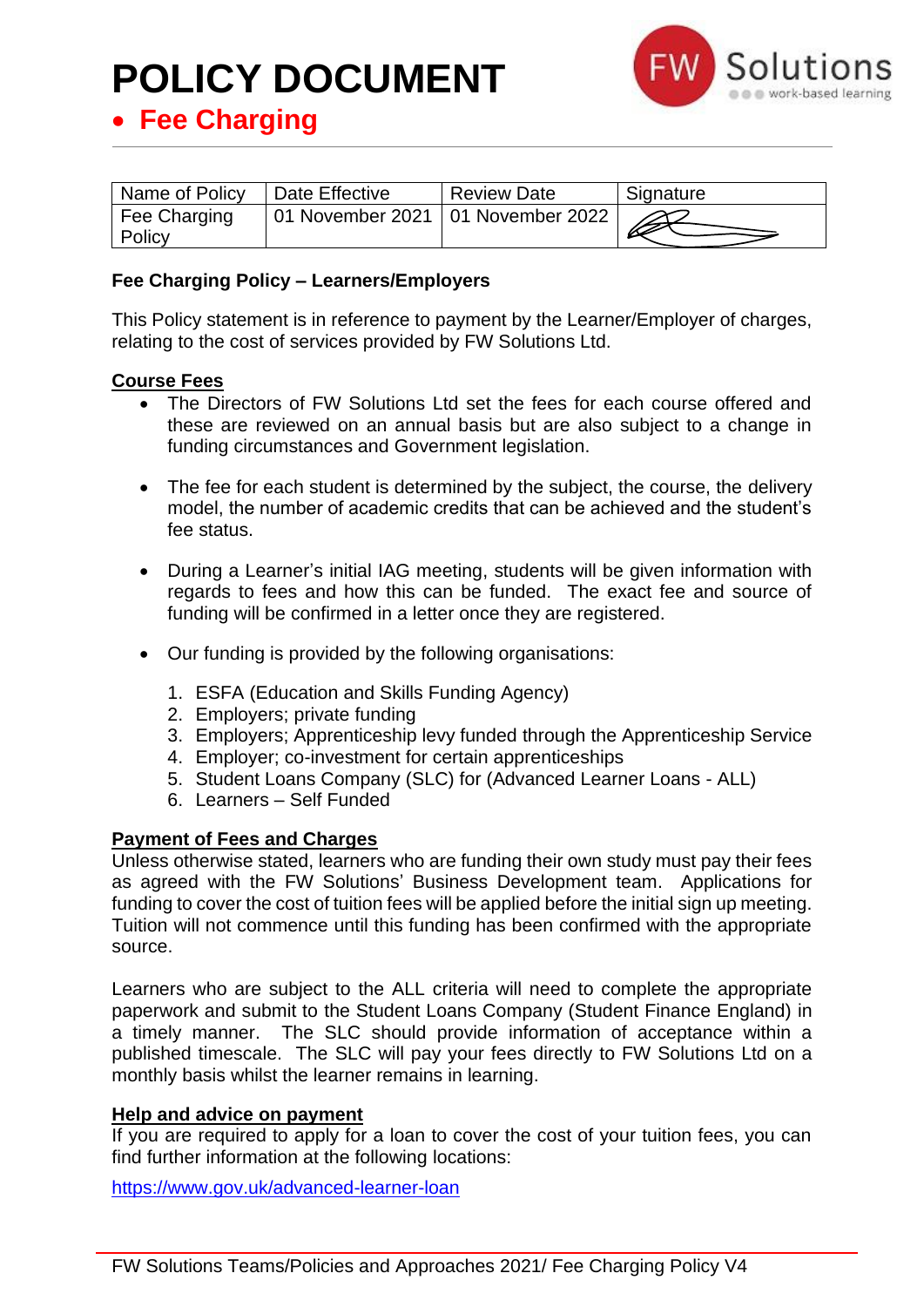# POLICY DOCUMENT

- **Fee Charging**

| Name of Policy | Date Effective | Review Date | Signature |
| --- | --- | --- | --- |
| Fee Charging Policy | 01 November 2021 | 01 November 2022 | |

**Fee Charging Policy – Learners/Employers**

This Policy statement is in reference to payment by the Learner/Employer of charges, relating to the cost of services provided by FW Solutions Ltd.

**Course Fees**

- The Directors of FW Solutions Ltd set the fees for each course offered and these are reviewed on an annual basis but are also subject to a change in funding circumstances and Government legislation.
- The fee for each student is determined by the subject, the course, the delivery model, the number of academic credits that can be achieved and the student's fee status.
- During a Learner's initial IAG meeting, students will be given information with regards to fees and how this can be funded. The exact fee and source of funding will be confirmed in a letter once they are registered.
- Our funding is provided by the following organisations:
  1. ESFA (Education and Skills Funding Agency)
  2. Employers; private funding
  3. Employers; Apprenticeship levy funded through the Apprenticeship Service
  4. Employer; co-investment for certain apprenticeships
  5. Student Loans Company (SLC) for (Advanced Learner Loans - ALL)
  6. Learners – Self Funded

**Payment of Fees and Charges**

Unless otherwise stated, learners who are funding their own study must pay their fees as agreed with the FW Solutions' Business Development team. Applications for funding to cover the cost of tuition fees will be applied before the initial sign up meeting. Tuition will not commence until this funding has been confirmed with the appropriate source.

Learners who are subject to the ALL criteria will need to complete the appropriate paperwork and submit to the Student Loans Company (Student Finance England) in a timely manner. The SLC should provide information of acceptance within a published timescale. The SLC will pay your fees directly to FW Solutions Ltd on a monthly basis whilst the learner remains in learning.

**Help and advice on payment**

If you are required to apply for a loan to cover the cost of your tuition fees, you can find further information at the following locations:

https://www.gov.uk/advanced-learner-loan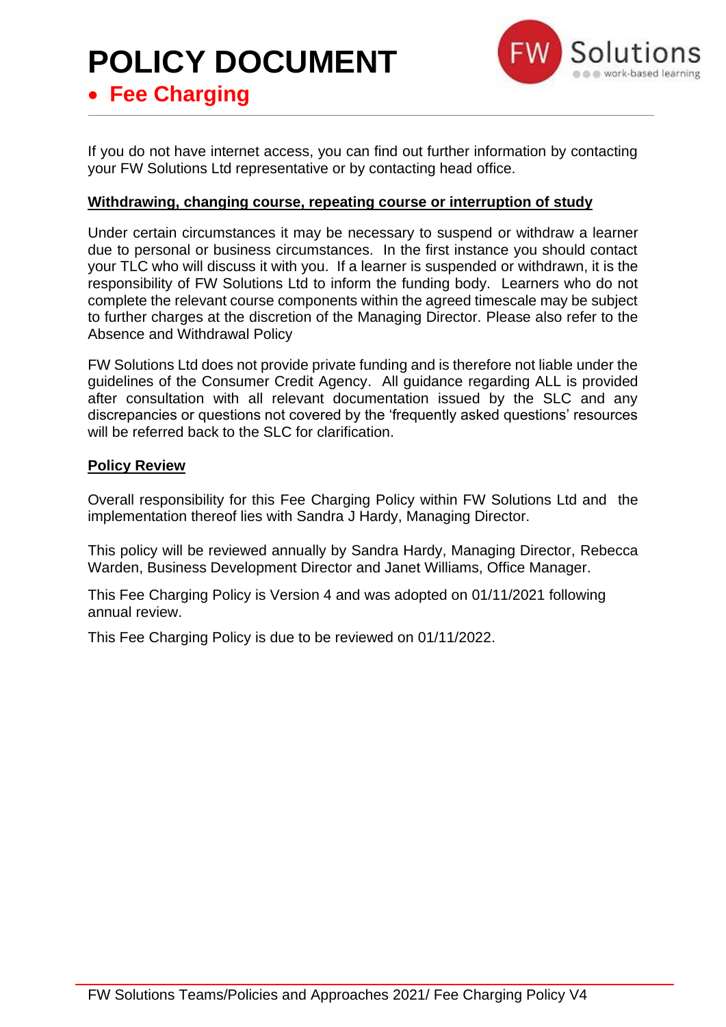If you do not have internet access, you can find out further information by contacting your FW Solutions Ltd representative or by contacting head office.

## Withdrawing, changing course, repeating course or interruption of study

Under certain circumstances it may be necessary to suspend or withdraw a learner due to personal or business circumstances. In the first instance you should contact your TLC who will discuss it with you. If a learner is suspended or withdrawn, it is the responsibility of FW Solutions Ltd to inform the funding body. Learners who do not complete the relevant course components within the agreed timescale may be subject to further charges at the discretion of the Managing Director. Please also refer to the Absence and Withdrawal Policy

FW Solutions Ltd does not provide private funding and is therefore not liable under the guidelines of the Consumer Credit Agency. All guidance regarding ALL is provided after consultation with all relevant documentation issued by the SLC and any discrepancies or questions not covered by the 'frequently asked questions' resources will be referred back to the SLC for clarification.

## Policy Review

Overall responsibility for this Fee Charging Policy within FW Solutions Ltd and the implementation thereof lies with Sandra J Hardy, Managing Director.

This policy will be reviewed annually by Sandra Hardy, Managing Director, Rebecca Warden, Business Development Director and Janet Williams, Office Manager.

This Fee Charging Policy is Version 4 and was adopted on 01/11/2021 following annual review.

This Fee Charging Policy is due to be reviewed on 01/11/2022.